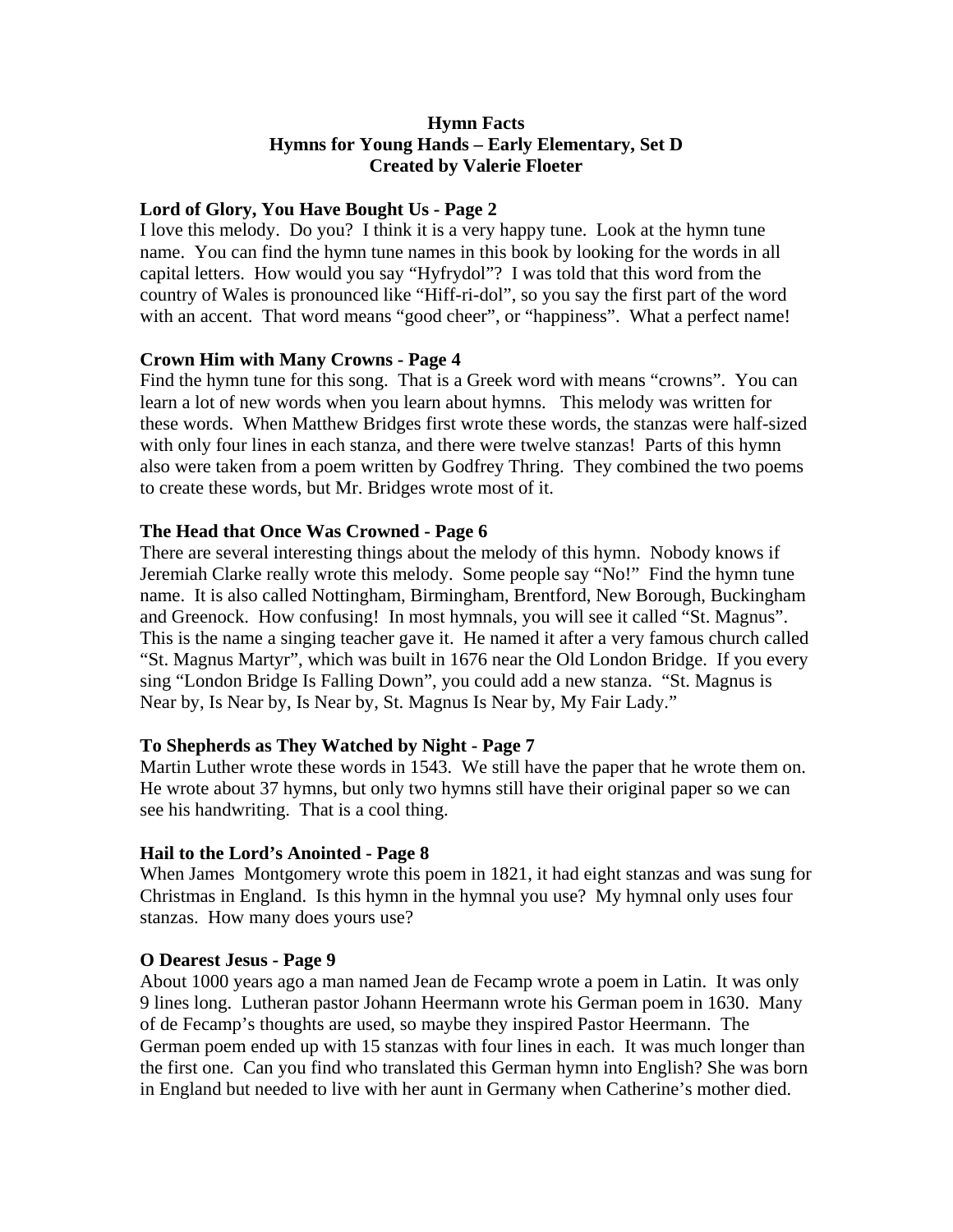**Hymn Facts**
**Hymns for Young Hands – Early Elementary, Set D**
**Created by Valerie Floeter**

**Lord of Glory, You Have Bought Us - Page 2**

I love this melody. Do you? I think it is a very happy tune. Look at the hymn tune name. You can find the hymn tune names in this book by looking for the words in all capital letters. How would you say "Hyfrydol"? I was told that this word from the country of Wales is pronounced like "Hiff-ri-dol", so you say the first part of the word with an accent. That word means "good cheer", or "happiness". What a perfect name!

**Crown Him with Many Crowns - Page 4**

Find the hymn tune for this song. That is a Greek word with means "crowns". You can learn a lot of new words when you learn about hymns. This melody was written for these words. When Matthew Bridges first wrote these words, the stanzas were half-sized with only four lines in each stanza, and there were twelve stanzas! Parts of this hymn also were taken from a poem written by Godfrey Thring. They combined the two poems to create these words, but Mr. Bridges wrote most of it.

**The Head that Once Was Crowned - Page 6**

There are several interesting things about the melody of this hymn. Nobody knows if Jeremiah Clarke really wrote this melody. Some people say "No!" Find the hymn tune name. It is also called Nottingham, Birmingham, Brentford, New Borough, Buckingham and Greenock. How confusing! In most hymnals, you will see it called "St. Magnus". This is the name a singing teacher gave it. He named it after a very famous church called "St. Magnus Martyr", which was built in 1676 near the Old London Bridge. If you every sing "London Bridge Is Falling Down", you could add a new stanza. "St. Magnus is Near by, Is Near by, Is Near by, St. Magnus Is Near by, My Fair Lady."

**To Shepherds as They Watched by Night - Page 7**

Martin Luther wrote these words in 1543. We still have the paper that he wrote them on. He wrote about 37 hymns, but only two hymns still have their original paper so we can see his handwriting. That is a cool thing.

**Hail to the Lord's Anointed - Page 8**

When James Montgomery wrote this poem in 1821, it had eight stanzas and was sung for Christmas in England. Is this hymn in the hymnal you use? My hymnal only uses four stanzas. How many does yours use?

**O Dearest Jesus - Page 9**

About 1000 years ago a man named Jean de Fecamp wrote a poem in Latin. It was only 9 lines long. Lutheran pastor Johann Heermann wrote his German poem in 1630. Many of de Fecamp's thoughts are used, so maybe they inspired Pastor Heermann. The German poem ended up with 15 stanzas with four lines in each. It was much longer than the first one. Can you find who translated this German hymn into English? She was born in England but needed to live with her aunt in Germany when Catherine's mother died.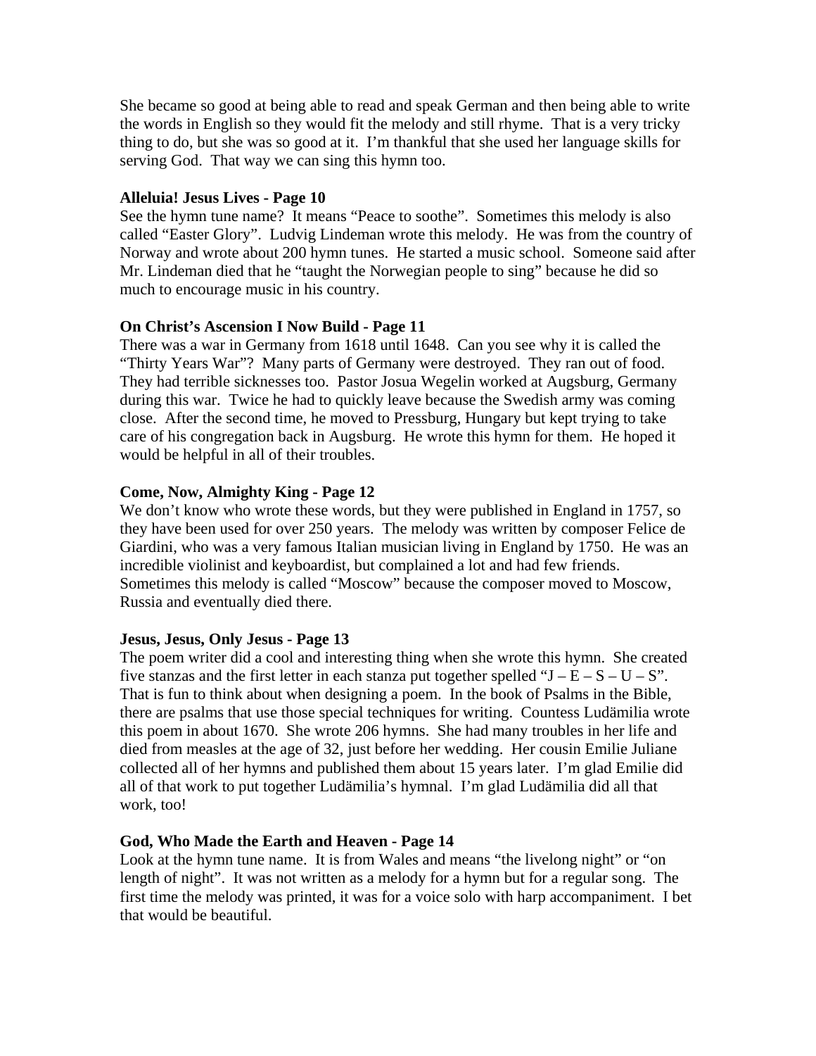She became so good at being able to read and speak German and then being able to write the words in English so they would fit the melody and still rhyme. That is a very tricky thing to do, but she was so good at it. I'm thankful that she used her language skills for serving God. That way we can sing this hymn too.

**Alleluia! Jesus Lives - Page 10**

See the hymn tune name? It means "Peace to soothe". Sometimes this melody is also called "Easter Glory". Ludvig Lindeman wrote this melody. He was from the country of Norway and wrote about 200 hymn tunes. He started a music school. Someone said after Mr. Lindeman died that he "taught the Norwegian people to sing" because he did so much to encourage music in his country.

**On Christ's Ascension I Now Build - Page 11**

There was a war in Germany from 1618 until 1648. Can you see why it is called the "Thirty Years War"? Many parts of Germany were destroyed. They ran out of food. They had terrible sicknesses too. Pastor Josua Wegelin worked at Augsburg, Germany during this war. Twice he had to quickly leave because the Swedish army was coming close. After the second time, he moved to Pressburg, Hungary but kept trying to take care of his congregation back in Augsburg. He wrote this hymn for them. He hoped it would be helpful in all of their troubles.

**Come, Now, Almighty King - Page 12**

We don't know who wrote these words, but they were published in England in 1757, so they have been used for over 250 years. The melody was written by composer Felice de Giardini, who was a very famous Italian musician living in England by 1750. He was an incredible violinist and keyboardist, but complained a lot and had few friends. Sometimes this melody is called "Moscow" because the composer moved to Moscow, Russia and eventually died there.

**Jesus, Jesus, Only Jesus - Page 13**

The poem writer did a cool and interesting thing when she wrote this hymn. She created five stanzas and the first letter in each stanza put together spelled "J – E – S – U – S". That is fun to think about when designing a poem. In the book of Psalms in the Bible, there are psalms that use those special techniques for writing. Countess Ludämilia wrote this poem in about 1670. She wrote 206 hymns. She had many troubles in her life and died from measles at the age of 32, just before her wedding. Her cousin Emilie Juliane collected all of her hymns and published them about 15 years later. I'm glad Emilie did all of that work to put together Ludämilia's hymnal. I'm glad Ludämilia did all that work, too!

**God, Who Made the Earth and Heaven - Page 14**

Look at the hymn tune name. It is from Wales and means "the livelong night" or "on length of night". It was not written as a melody for a hymn but for a regular song. The first time the melody was printed, it was for a voice solo with harp accompaniment. I bet that would be beautiful.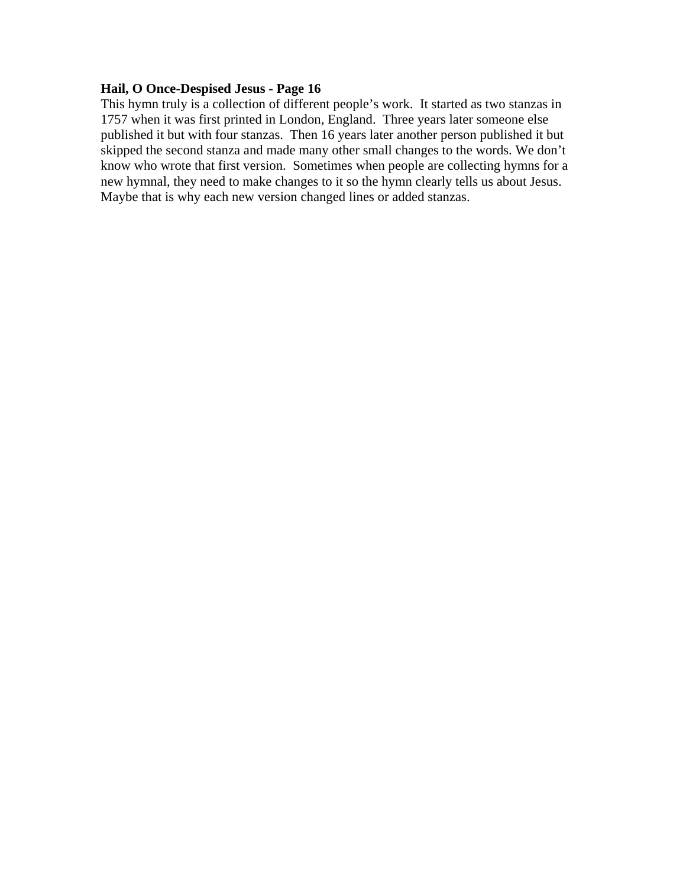**Hail, O Once-Despised Jesus - Page 16**

This hymn truly is a collection of different people's work. It started as two stanzas in 1757 when it was first printed in London, England. Three years later someone else published it but with four stanzas. Then 16 years later another person published it but skipped the second stanza and made many other small changes to the words. We don't know who wrote that first version. Sometimes when people are collecting hymns for a new hymnal, they need to make changes to it so the hymn clearly tells us about Jesus. Maybe that is why each new version changed lines or added stanzas.